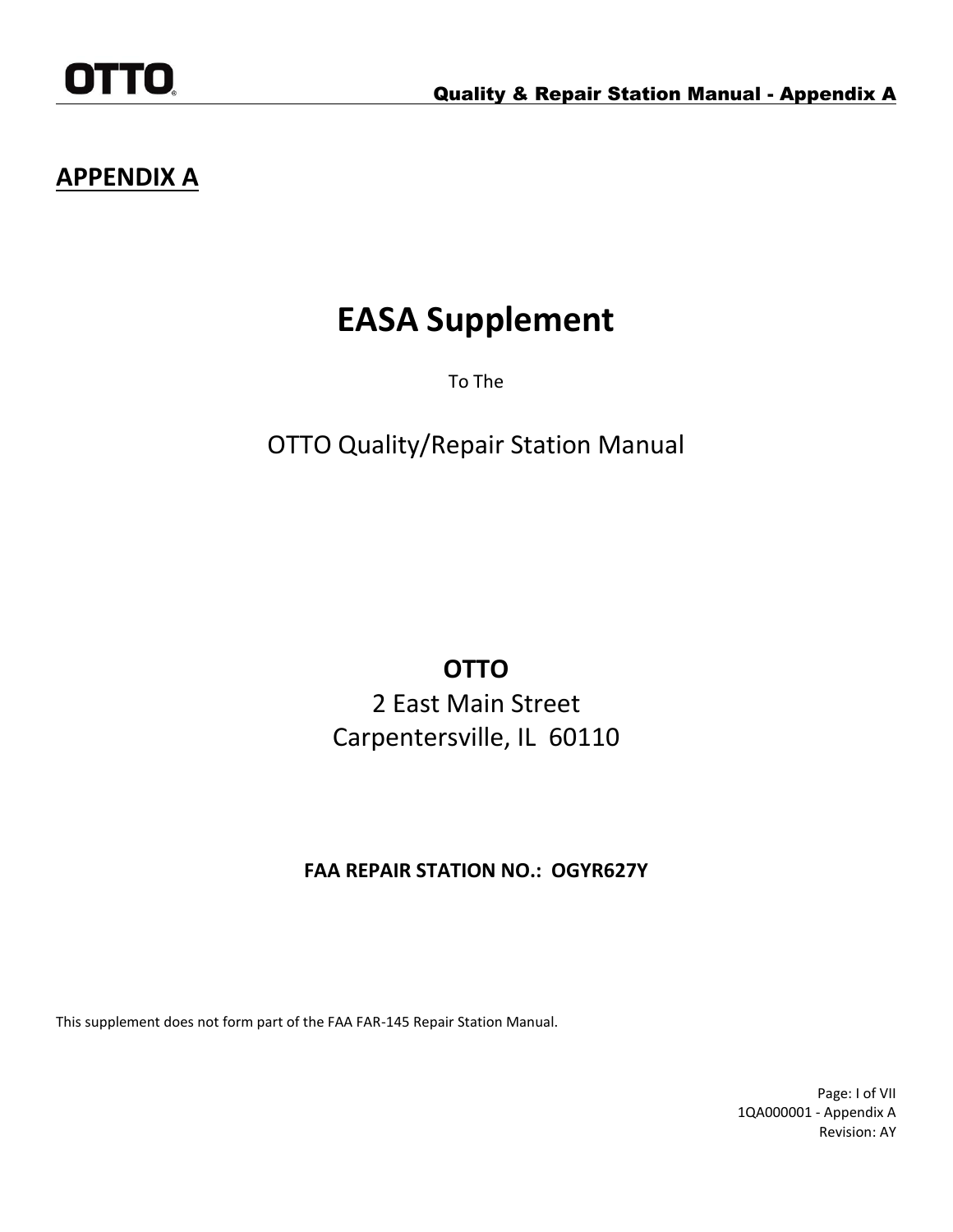# APPENDIX A

# EASA Supplement

To The

## OTTO Quality/Repair Station Manual

**OTTO**
2 East Main Street
Carpentersville, IL 60110

**FAA REPAIR STATION NO.: OGYR627Y**

This supplement does not form part of the FAA FAR-145 Repair Station Manual.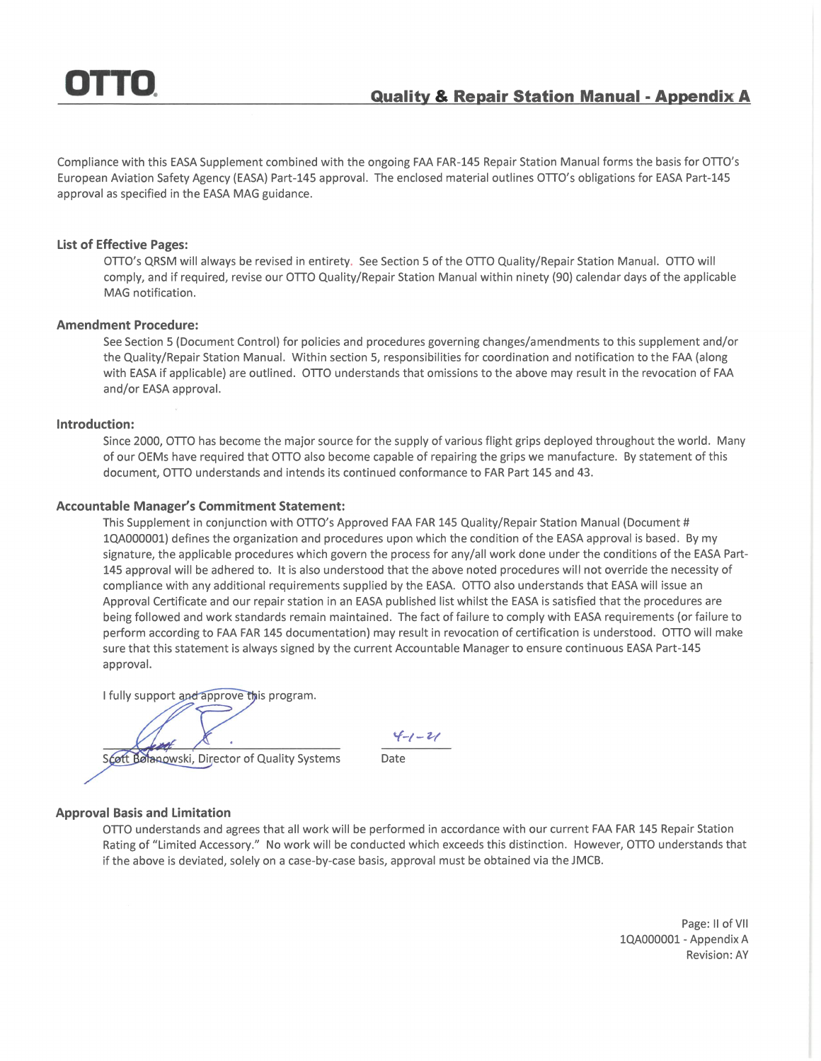Compliance with this EASA Supplement combined with the ongoing FAA FAR-145 Repair Station Manual forms the basis for OTTO's European Aviation Safety Agency (EASA) Part-145 approval. The enclosed material outlines OTTO's obligations for EASA Part-145 approval as specified in the EASA MAG guidance.

### List of Effective Pages:

OTTO's QRSM will always be revised in entirety. See Section 5 of the OTTO Quality/Repair Station Manual. OTTO will comply, and if required, revise our OTTO Quality/Repair Station Manual within ninety (90) calendar days of the applicable MAG notification.

### Amendment Procedure:

See Section 5 (Document Control) for policies and procedures governing changes/amendments to this supplement and/or the Quality/Repair Station Manual. Within section 5, responsibilities for coordination and notification to the FAA (along with EASA if applicable) are outlined. OTTO understands that omissions to the above may result in the revocation of FAA and/or EASA approval.

### Introduction:

Since 2000, OTTO has become the major source for the supply of various flight grips deployed throughout the world. Many of our OEMs have required that OTTO also become capable of repairing the grips we manufacture. By statement of this document, OTTO understands and intends its continued conformance to FAR Part 145 and 43.

### Accountable Manager's Commitment Statement:

This Supplement in conjunction with OTTO's Approved FAA FAR 145 Quality/Repair Station Manual (Document # 1QA000001) defines the organization and procedures upon which the condition of the EASA approval is based. By my signature, the applicable procedures which govern the process for any/all work done under the conditions of the EASA Part-145 approval will be adhered to. It is also understood that the above noted procedures will not override the necessity of compliance with any additional requirements supplied by the EASA. OTTO also understands that EASA will issue an Approval Certificate and our repair station in an EASA published list whilst the EASA is satisfied that the procedures are being followed and work standards remain maintained. The fact of failure to comply with EASA requirements (or failure to perform according to FAA FAR 145 documentation) may result in revocation of certification is understood. OTTO will make sure that this statement is always signed by the current Accountable Manager to ensure continuous EASA Part-145 approval.

I fully support and approve this program.

Scott Bolanowski, Director of Quality Systems — Date: 4-1-21

### Approval Basis and Limitation

OTTO understands and agrees that all work will be performed in accordance with our current FAA FAR 145 Repair Station Rating of "Limited Accessory." No work will be conducted which exceeds this distinction. However, OTTO understands that if the above is deviated, solely on a case-by-case basis, approval must be obtained via the JMCB.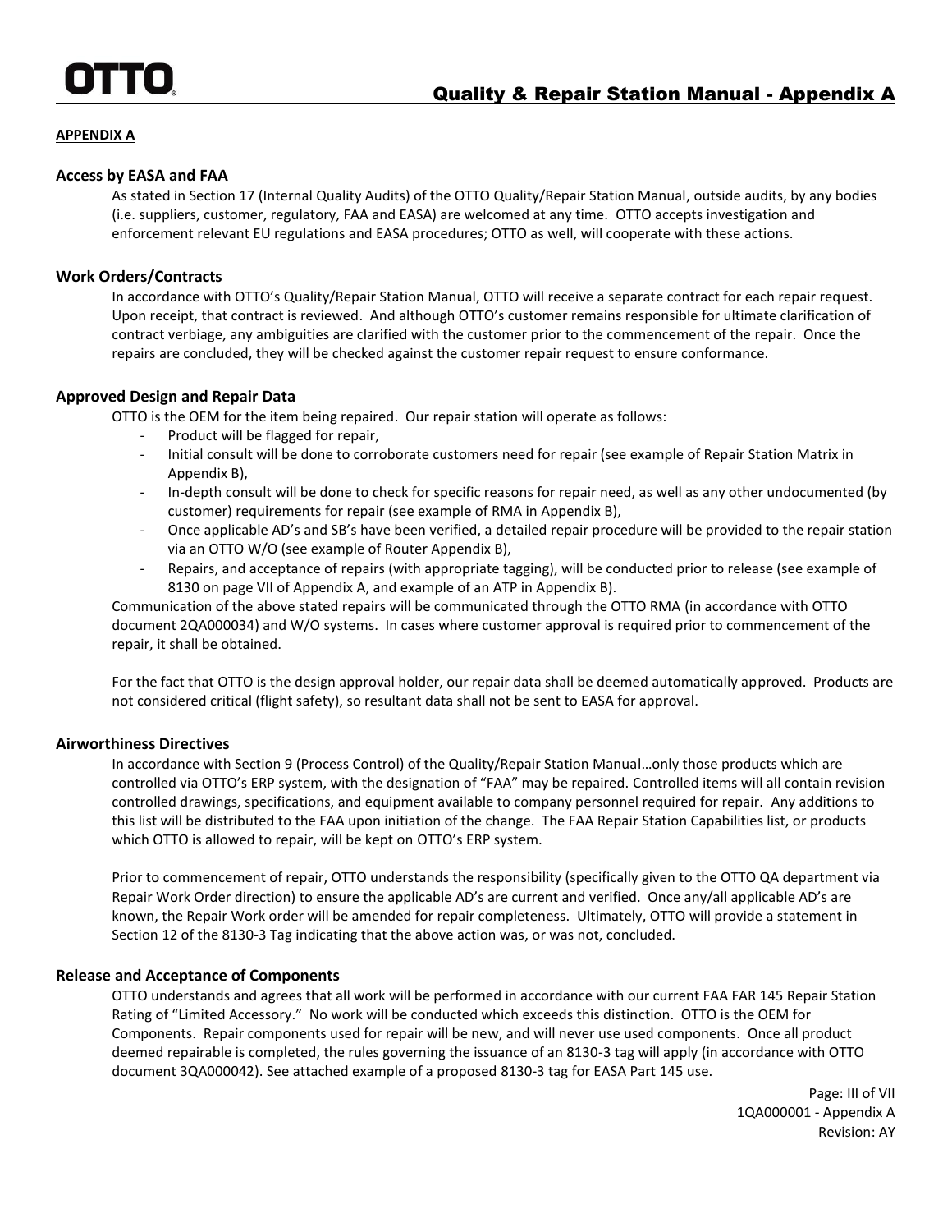## APPENDIX A

### Access by EASA and FAA

As stated in Section 17 (Internal Quality Audits) of the OTTO Quality/Repair Station Manual, outside audits, by any bodies (i.e. suppliers, customer, regulatory, FAA and EASA) are welcomed at any time. OTTO accepts investigation and enforcement relevant EU regulations and EASA procedures; OTTO as well, will cooperate with these actions.

### Work Orders/Contracts

In accordance with OTTO's Quality/Repair Station Manual, OTTO will receive a separate contract for each repair request. Upon receipt, that contract is reviewed. And although OTTO's customer remains responsible for ultimate clarification of contract verbiage, any ambiguities are clarified with the customer prior to the commencement of the repair. Once the repairs are concluded, they will be checked against the customer repair request to ensure conformance.

### Approved Design and Repair Data

OTTO is the OEM for the item being repaired. Our repair station will operate as follows:

- Product will be flagged for repair,
- Initial consult will be done to corroborate customers need for repair (see example of Repair Station Matrix in Appendix B),
- In-depth consult will be done to check for specific reasons for repair need, as well as any other undocumented (by customer) requirements for repair (see example of RMA in Appendix B),
- Once applicable AD's and SB's have been verified, a detailed repair procedure will be provided to the repair station via an OTTO W/O (see example of Router Appendix B),
- Repairs, and acceptance of repairs (with appropriate tagging), will be conducted prior to release (see example of 8130 on page VII of Appendix A, and example of an ATP in Appendix B).

Communication of the above stated repairs will be communicated through the OTTO RMA (in accordance with OTTO document 2QA000034) and W/O systems. In cases where customer approval is required prior to commencement of the repair, it shall be obtained.

For the fact that OTTO is the design approval holder, our repair data shall be deemed automatically approved. Products are not considered critical (flight safety), so resultant data shall not be sent to EASA for approval.

### Airworthiness Directives

In accordance with Section 9 (Process Control) of the Quality/Repair Station Manual…only those products which are controlled via OTTO's ERP system, with the designation of "FAA" may be repaired. Controlled items will all contain revision controlled drawings, specifications, and equipment available to company personnel required for repair. Any additions to this list will be distributed to the FAA upon initiation of the change. The FAA Repair Station Capabilities list, or products which OTTO is allowed to repair, will be kept on OTTO's ERP system.

Prior to commencement of repair, OTTO understands the responsibility (specifically given to the OTTO QA department via Repair Work Order direction) to ensure the applicable AD's are current and verified. Once any/all applicable AD's are known, the Repair Work order will be amended for repair completeness. Ultimately, OTTO will provide a statement in Section 12 of the 8130-3 Tag indicating that the above action was, or was not, concluded.

### Release and Acceptance of Components

OTTO understands and agrees that all work will be performed in accordance with our current FAA FAR 145 Repair Station Rating of "Limited Accessory." No work will be conducted which exceeds this distinction. OTTO is the OEM for Components. Repair components used for repair will be new, and will never use used components. Once all product deemed repairable is completed, the rules governing the issuance of an 8130-3 tag will apply (in accordance with OTTO document 3QA000042). See attached example of a proposed 8130-3 tag for EASA Part 145 use.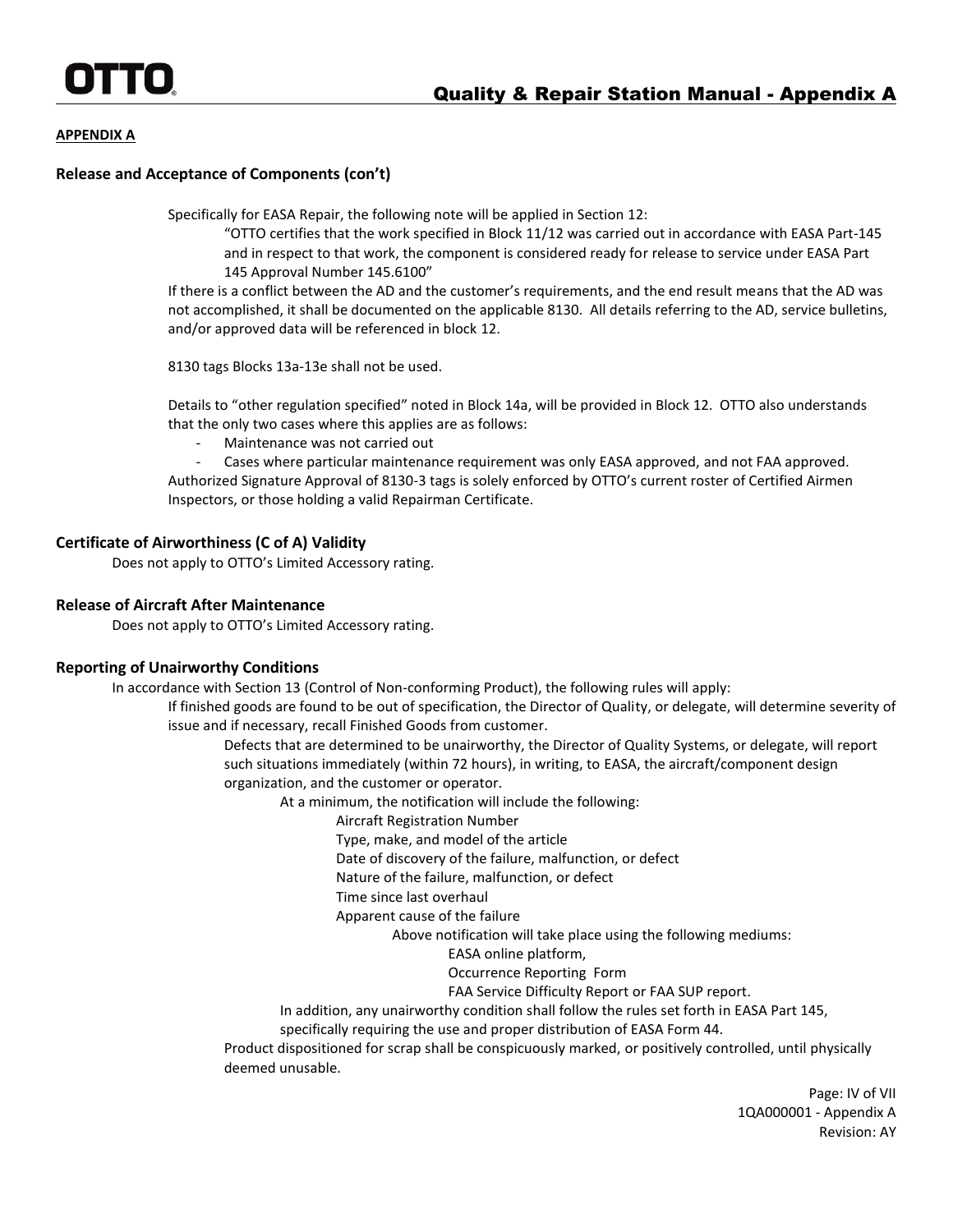**APPENDIX A**

### Release and Acceptance of Components (con't)

Specifically for EASA Repair, the following note will be applied in Section 12:

> "OTTO certifies that the work specified in Block 11/12 was carried out in accordance with EASA Part-145 and in respect to that work, the component is considered ready for release to service under EASA Part 145 Approval Number 145.6100"

If there is a conflict between the AD and the customer's requirements, and the end result means that the AD was not accomplished, it shall be documented on the applicable 8130. All details referring to the AD, service bulletins, and/or approved data will be referenced in block 12.

8130 tags Blocks 13a-13e shall not be used.

Details to "other regulation specified" noted in Block 14a, will be provided in Block 12. OTTO also understands that the only two cases where this applies are as follows:

- Maintenance was not carried out
- Cases where particular maintenance requirement was only EASA approved, and not FAA approved.

Authorized Signature Approval of 8130-3 tags is solely enforced by OTTO's current roster of Certified Airmen Inspectors, or those holding a valid Repairman Certificate.

### Certificate of Airworthiness (C of A) Validity

Does not apply to OTTO's Limited Accessory rating.

### Release of Aircraft After Maintenance

Does not apply to OTTO's Limited Accessory rating.

### Reporting of Unairworthy Conditions

In accordance with Section 13 (Control of Non-conforming Product), the following rules will apply:

If finished goods are found to be out of specification, the Director of Quality, or delegate, will determine severity of issue and if necessary, recall Finished Goods from customer.

Defects that are determined to be unairworthy, the Director of Quality Systems, or delegate, will report such situations immediately (within 72 hours), in writing, to EASA, the aircraft/component design organization, and the customer or operator.

At a minimum, the notification will include the following:

- Aircraft Registration Number
- Type, make, and model of the article
- Date of discovery of the failure, malfunction, or defect
- Nature of the failure, malfunction, or defect
- Time since last overhaul
- Apparent cause of the failure

Above notification will take place using the following mediums:

- EASA online platform,
- Occurrence Reporting Form
- FAA Service Difficulty Report or FAA SUP report.

In addition, any unairworthy condition shall follow the rules set forth in EASA Part 145, specifically requiring the use and proper distribution of EASA Form 44.

Product dispositioned for scrap shall be conspicuously marked, or positively controlled, until physically deemed unusable.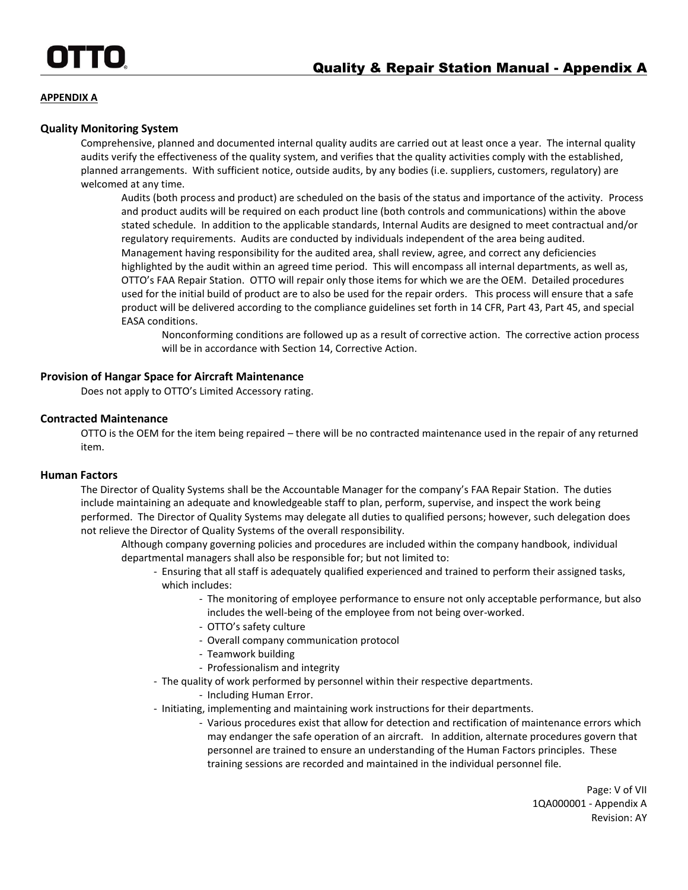**APPENDIX A**

### Quality Monitoring System

Comprehensive, planned and documented internal quality audits are carried out at least once a year. The internal quality audits verify the effectiveness of the quality system, and verifies that the quality activities comply with the established, planned arrangements. With sufficient notice, outside audits, by any bodies (i.e. suppliers, customers, regulatory) are welcomed at any time.

Audits (both process and product) are scheduled on the basis of the status and importance of the activity. Process and product audits will be required on each product line (both controls and communications) within the above stated schedule. In addition to the applicable standards, Internal Audits are designed to meet contractual and/or regulatory requirements. Audits are conducted by individuals independent of the area being audited. Management having responsibility for the audited area, shall review, agree, and correct any deficiencies highlighted by the audit within an agreed time period. This will encompass all internal departments, as well as, OTTO's FAA Repair Station. OTTO will repair only those items for which we are the OEM. Detailed procedures used for the initial build of product are to also be used for the repair orders. This process will ensure that a safe product will be delivered according to the compliance guidelines set forth in 14 CFR, Part 43, Part 45, and special EASA conditions.

Nonconforming conditions are followed up as a result of corrective action. The corrective action process will be in accordance with Section 14, Corrective Action.

### Provision of Hangar Space for Aircraft Maintenance

Does not apply to OTTO's Limited Accessory rating.

### Contracted Maintenance

OTTO is the OEM for the item being repaired – there will be no contracted maintenance used in the repair of any returned item.

### Human Factors

The Director of Quality Systems shall be the Accountable Manager for the company's FAA Repair Station. The duties include maintaining an adequate and knowledgeable staff to plan, perform, supervise, and inspect the work being performed. The Director of Quality Systems may delegate all duties to qualified persons; however, such delegation does not relieve the Director of Quality Systems of the overall responsibility.

Although company governing policies and procedures are included within the company handbook, individual departmental managers shall also be responsible for; but not limited to:

- Ensuring that all staff is adequately qualified experienced and trained to perform their assigned tasks, which includes:
  - The monitoring of employee performance to ensure not only acceptable performance, but also includes the well-being of the employee from not being over-worked.
  - OTTO's safety culture
  - Overall company communication protocol
  - Teamwork building
  - Professionalism and integrity
- The quality of work performed by personnel within their respective departments.
  - Including Human Error.
- Initiating, implementing and maintaining work instructions for their departments.
  - Various procedures exist that allow for detection and rectification of maintenance errors which may endanger the safe operation of an aircraft. In addition, alternate procedures govern that personnel are trained to ensure an understanding of the Human Factors principles. These training sessions are recorded and maintained in the individual personnel file.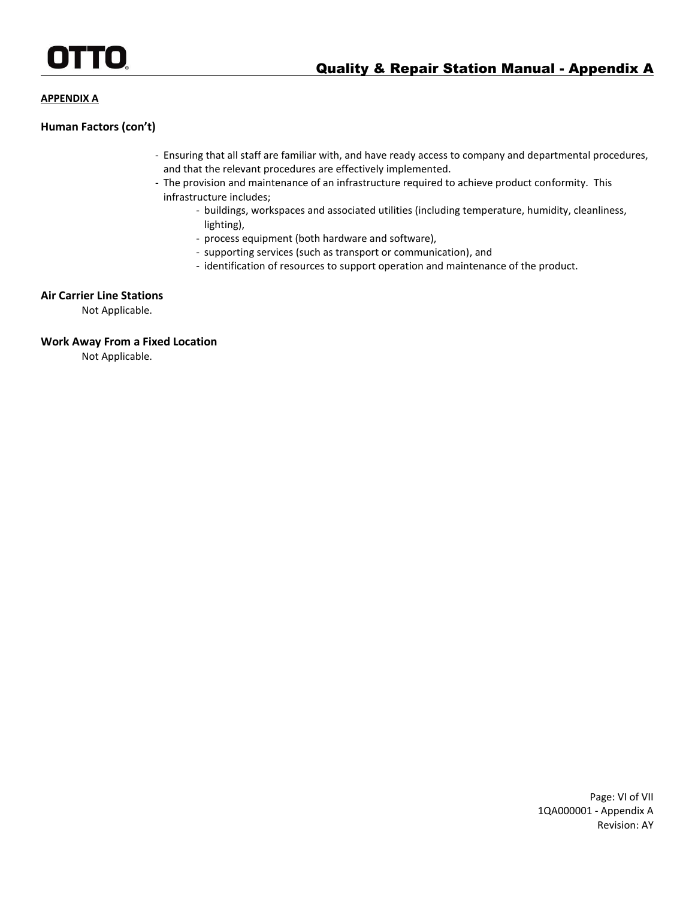**APPENDIX A**

### Human Factors (con't)

- Ensuring that all staff are familiar with, and have ready access to company and departmental procedures, and that the relevant procedures are effectively implemented.
- The provision and maintenance of an infrastructure required to achieve product conformity. This infrastructure includes;
  - buildings, workspaces and associated utilities (including temperature, humidity, cleanliness, lighting),
  - process equipment (both hardware and software),
  - supporting services (such as transport or communication), and
  - identification of resources to support operation and maintenance of the product.

### Air Carrier Line Stations

Not Applicable.

### Work Away From a Fixed Location

Not Applicable.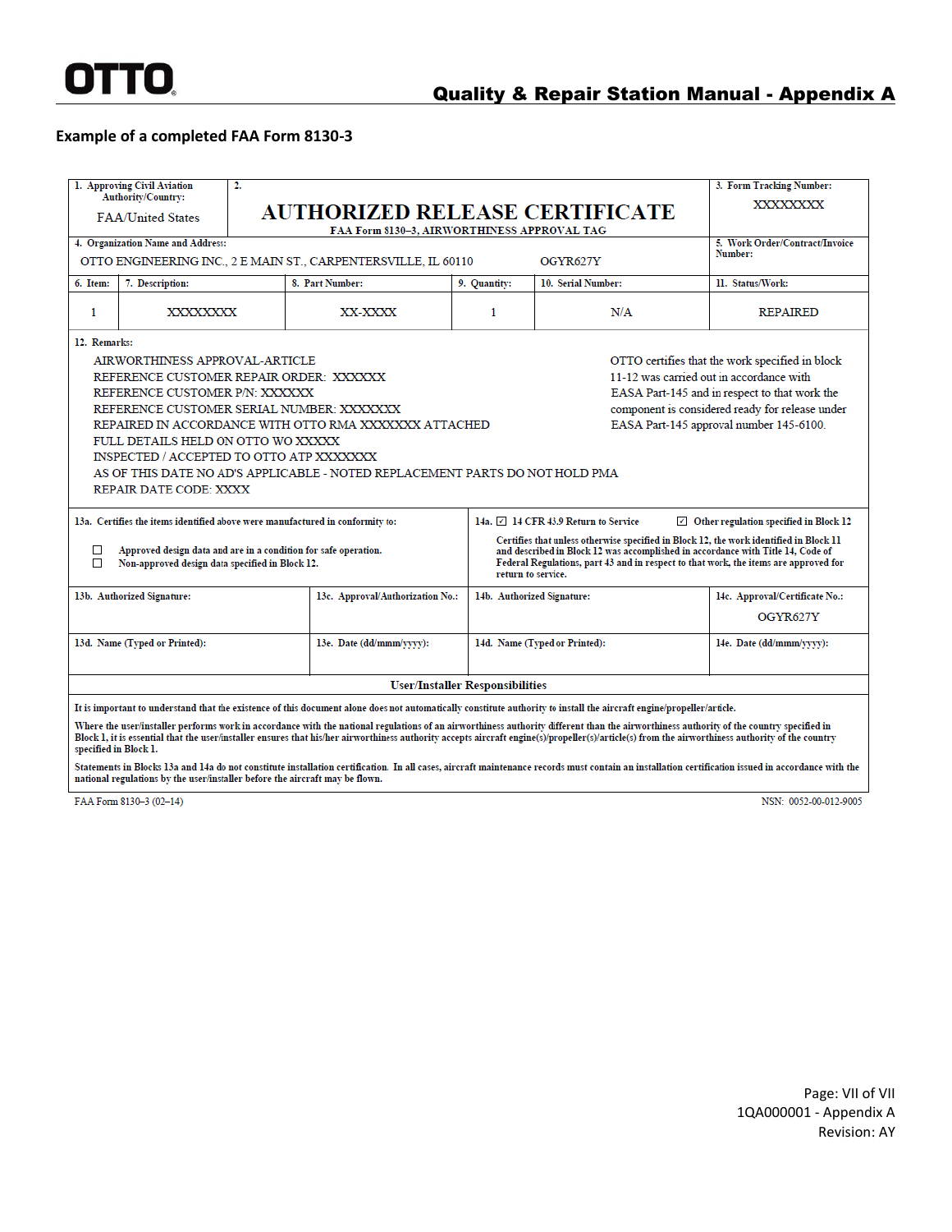## Example of a completed FAA Form 8130-3

| 1. Approving Civil Aviation Authority/Country: | 2. | | | | 3. Form Tracking Number: |
| --- | --- | --- | --- | --- | --- |
| FAA/United States | **AUTHORIZED RELEASE CERTIFICATE** FAA Form 8130–3, AIRWORTHINESS APPROVAL TAG | | | | XXXXXXXX |
| 4. Organization Name and Address: OTTO ENGINEERING INC., 2 E MAIN ST., CARPENTERSVILLE, IL 60110 OGYR627Y | | | | | 5. Work Order/Contract/Invoice Number: |
| 6. Item: | 7. Description: | 8. Part Number: | 9. Quantity: | 10. Serial Number: | 11. Status/Work: |
| 1 | XXXXXXXX | XX-XXXX | 1 | N/A | REPAIRED |

12. Remarks:

AIRWORTHINESS APPROVAL-ARTICLE
REFERENCE CUSTOMER REPAIR ORDER: XXXXXX
REFERENCE CUSTOMER P/N: XXXXXX
REFERENCE CUSTOMER SERIAL NUMBER: XXXXXXX
REPAIRED IN ACCORDANCE WITH OTTO RMA XXXXXXX ATTACHED
FULL DETAILS HELD ON OTTO WO XXXXX
INSPECTED / ACCEPTED TO OTTO ATP XXXXXXX
AS OF THIS DATE NO AD'S APPLICABLE - NOTED REPLACEMENT PARTS DO NOT HOLD PMA
REPAIR DATE CODE: XXXX

OTTO certifies that the work specified in block 11-12 was carried out in accordance with EASA Part-145 and in respect to that work the component is considered ready for release under EASA Part-145 approval number 145-6100.

| 13a. Certifies the items identified above were manufactured in conformity to: | | 14a. ☑ 14 CFR 43.9 Return to Service ☑ Other regulation specified in Block 12 | |
| --- | --- | --- | --- |
| ☐ Approved design data and are in a condition for safe operation. ☐ Non-approved design data specified in Block 12. | | Certifies that unless otherwise specified in Block 12, the work identified in Block 11 and described in Block 12 was accomplished in accordance with Title 14, Code of Federal Regulations, part 43 and in respect to that work, the items are approved for return to service. | |
| 13b. Authorized Signature: | 13c. Approval/Authorization No.: | 14b. Authorized Signature: | 14c. Approval/Certificate No.: OGYR627Y |
| 13d. Name (Typed or Printed): | 13e. Date (dd/mmm/yyyy): | 14d. Name (Typed or Printed): | 14e. Date (dd/mmm/yyyy): |

**User/Installer Responsibilities**

It is important to understand that the existence of this document alone does not automatically constitute authority to install the aircraft engine/propeller/article.

Where the user/installer performs work in accordance with the national regulations of an airworthiness authority different than the airworthiness authority of the country specified in Block 1, it is essential that the user/installer ensures that his/her airworthiness authority accepts aircraft engine(s)/propeller(s)/article(s) from the airworthiness authority of the country specified in Block 1.

Statements in Blocks 13a and 14a do not constitute installation certification. In all cases, aircraft maintenance records must contain an installation certification issued in accordance with the national regulations by the user/installer before the aircraft may be flown.

FAA Form 8130–3 (02–14) NSN: 0052-00-012-9005